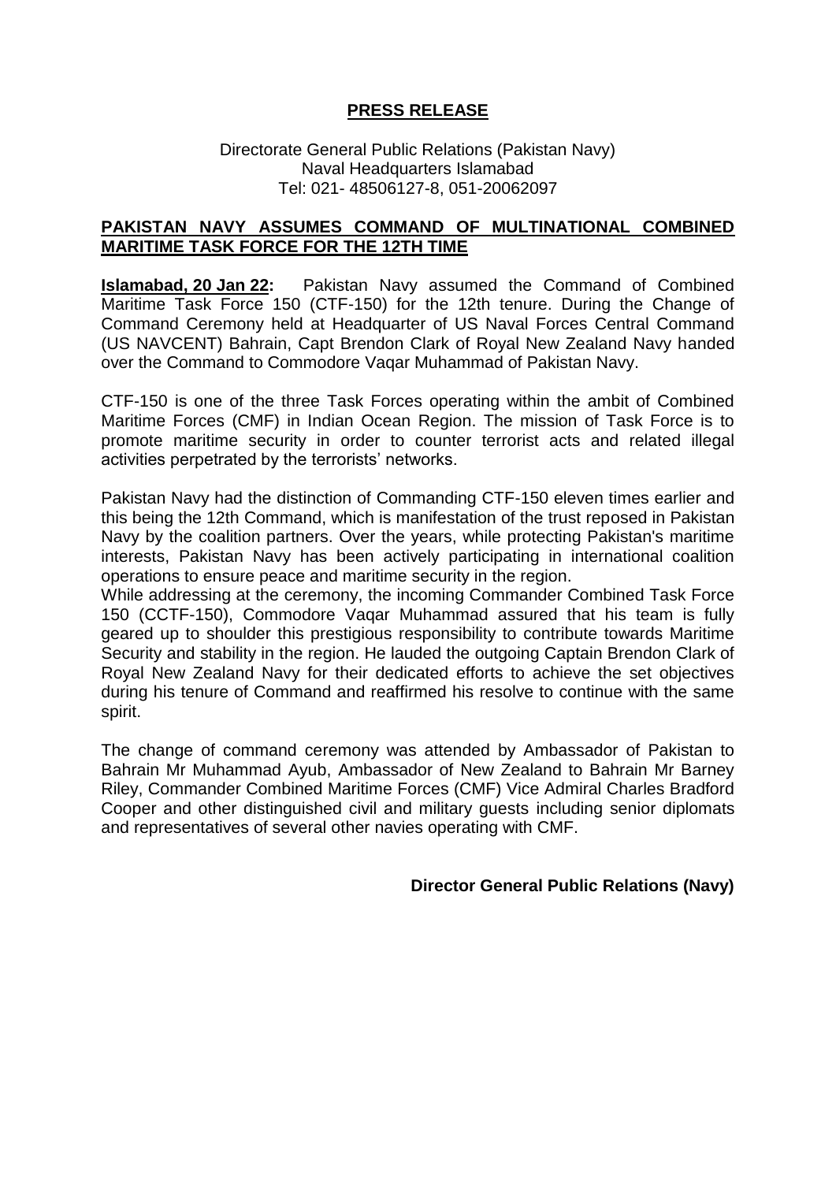**PRESS RELEASE**

Directorate General Public Relations (Pakistan Navy)
Naval Headquarters Islamabad
Tel: 021- 48506127-8, 051-20062097

## PAKISTAN NAVY ASSUMES COMMAND OF MULTINATIONAL COMBINED MARITIME TASK FORCE FOR THE 12TH TIME

**Islamabad, 20 Jan 22:** Pakistan Navy assumed the Command of Combined Maritime Task Force 150 (CTF-150) for the 12th tenure. During the Change of Command Ceremony held at Headquarter of US Naval Forces Central Command (US NAVCENT) Bahrain, Capt Brendon Clark of Royal New Zealand Navy handed over the Command to Commodore Vaqar Muhammad of Pakistan Navy.

CTF-150 is one of the three Task Forces operating within the ambit of Combined Maritime Forces (CMF) in Indian Ocean Region. The mission of Task Force is to promote maritime security in order to counter terrorist acts and related illegal activities perpetrated by the terrorists' networks.

Pakistan Navy had the distinction of Commanding CTF-150 eleven times earlier and this being the 12th Command, which is manifestation of the trust reposed in Pakistan Navy by the coalition partners. Over the years, while protecting Pakistan's maritime interests, Pakistan Navy has been actively participating in international coalition operations to ensure peace and maritime security in the region.

While addressing at the ceremony, the incoming Commander Combined Task Force 150 (CCTF-150), Commodore Vaqar Muhammad assured that his team is fully geared up to shoulder this prestigious responsibility to contribute towards Maritime Security and stability in the region. He lauded the outgoing Captain Brendon Clark of Royal New Zealand Navy for their dedicated efforts to achieve the set objectives during his tenure of Command and reaffirmed his resolve to continue with the same spirit.

The change of command ceremony was attended by Ambassador of Pakistan to Bahrain Mr Muhammad Ayub, Ambassador of New Zealand to Bahrain Mr Barney Riley, Commander Combined Maritime Forces (CMF) Vice Admiral Charles Bradford Cooper and other distinguished civil and military guests including senior diplomats and representatives of several other navies operating with CMF.

**Director General Public Relations (Navy)**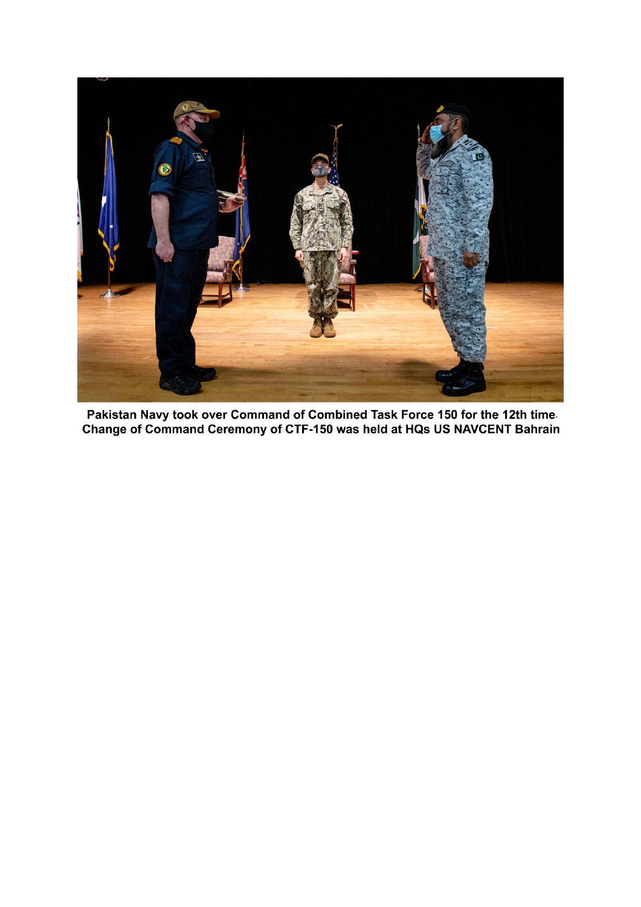**Pakistan Navy took over Command of Combined Task Force 150 for the 12th time.**
**Change of Command Ceremony of CTF-150 was held at HQs US NAVCENT Bahrain**